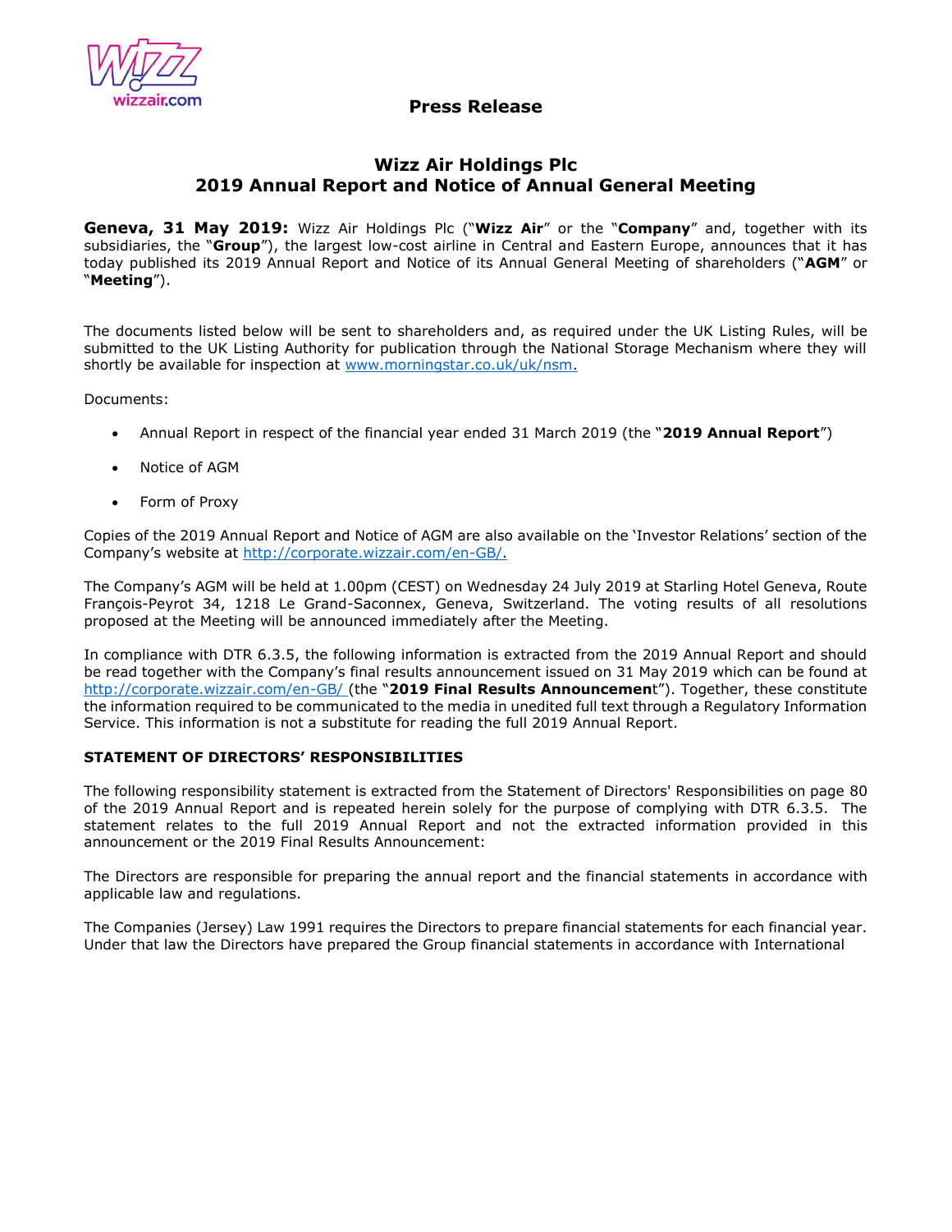**Press Release**

# Wizz Air Holdings Plc
## 2019 Annual Report and Notice of Annual General Meeting

**Geneva, 31 May 2019:** Wizz Air Holdings Plc ("**Wizz Air**" or the "**Company**" and, together with its subsidiaries, the "**Group**"), the largest low-cost airline in Central and Eastern Europe, announces that it has today published its 2019 Annual Report and Notice of its Annual General Meeting of shareholders ("**AGM**" or "**Meeting**").

The documents listed below will be sent to shareholders and, as required under the UK Listing Rules, will be submitted to the UK Listing Authority for publication through the National Storage Mechanism where they will shortly be available for inspection at www.morningstar.co.uk/uk/nsm.

Documents:

- Annual Report in respect of the financial year ended 31 March 2019 (the "**2019 Annual Report**")
- Notice of AGM
- Form of Proxy

Copies of the 2019 Annual Report and Notice of AGM are also available on the 'Investor Relations' section of the Company's website at http://corporate.wizzair.com/en-GB/.

The Company's AGM will be held at 1.00pm (CEST) on Wednesday 24 July 2019 at Starling Hotel Geneva, Route François-Peyrot 34, 1218 Le Grand-Saconnex, Geneva, Switzerland. The voting results of all resolutions proposed at the Meeting will be announced immediately after the Meeting.

In compliance with DTR 6.3.5, the following information is extracted from the 2019 Annual Report and should be read together with the Company's final results announcement issued on 31 May 2019 which can be found at http://corporate.wizzair.com/en-GB/ (the "**2019 Final Results Announcement**"). Together, these constitute the information required to be communicated to the media in unedited full text through a Regulatory Information Service. This information is not a substitute for reading the full 2019 Annual Report.

### STATEMENT OF DIRECTORS' RESPONSIBILITIES

The following responsibility statement is extracted from the Statement of Directors' Responsibilities on page 80 of the 2019 Annual Report and is repeated herein solely for the purpose of complying with DTR 6.3.5. The statement relates to the full 2019 Annual Report and not the extracted information provided in this announcement or the 2019 Final Results Announcement:

The Directors are responsible for preparing the annual report and the financial statements in accordance with applicable law and regulations.

The Companies (Jersey) Law 1991 requires the Directors to prepare financial statements for each financial year. Under that law the Directors have prepared the Group financial statements in accordance with International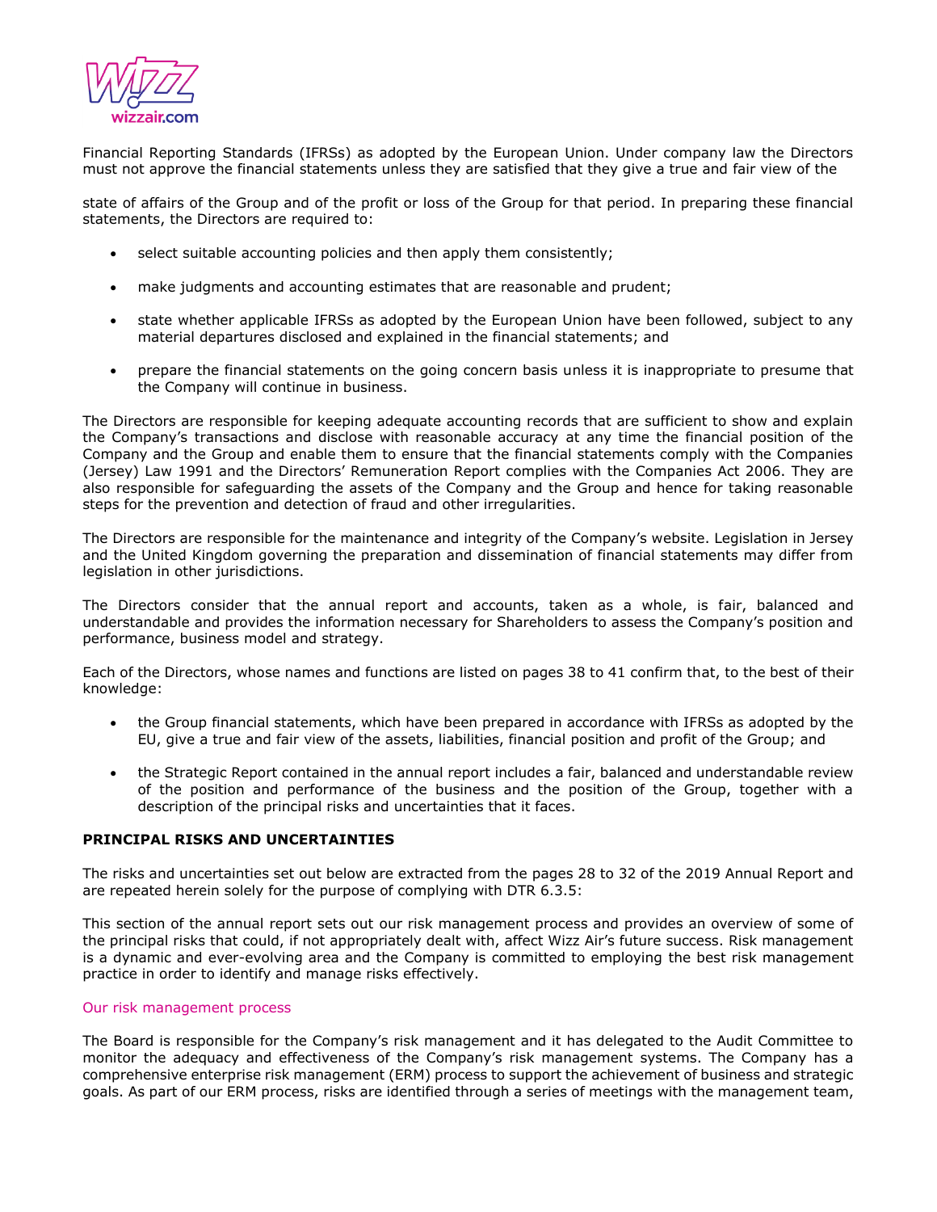Financial Reporting Standards (IFRSs) as adopted by the European Union. Under company law the Directors must not approve the financial statements unless they are satisfied that they give a true and fair view of the

state of affairs of the Group and of the profit or loss of the Group for that period. In preparing these financial statements, the Directors are required to:

- select suitable accounting policies and then apply them consistently;
- make judgments and accounting estimates that are reasonable and prudent;
- state whether applicable IFRSs as adopted by the European Union have been followed, subject to any material departures disclosed and explained in the financial statements; and
- prepare the financial statements on the going concern basis unless it is inappropriate to presume that the Company will continue in business.

The Directors are responsible for keeping adequate accounting records that are sufficient to show and explain the Company's transactions and disclose with reasonable accuracy at any time the financial position of the Company and the Group and enable them to ensure that the financial statements comply with the Companies (Jersey) Law 1991 and the Directors' Remuneration Report complies with the Companies Act 2006. They are also responsible for safeguarding the assets of the Company and the Group and hence for taking reasonable steps for the prevention and detection of fraud and other irregularities.

The Directors are responsible for the maintenance and integrity of the Company's website. Legislation in Jersey and the United Kingdom governing the preparation and dissemination of financial statements may differ from legislation in other jurisdictions.

The Directors consider that the annual report and accounts, taken as a whole, is fair, balanced and understandable and provides the information necessary for Shareholders to assess the Company's position and performance, business model and strategy.

Each of the Directors, whose names and functions are listed on pages 38 to 41 confirm that, to the best of their knowledge:

- the Group financial statements, which have been prepared in accordance with IFRSs as adopted by the EU, give a true and fair view of the assets, liabilities, financial position and profit of the Group; and
- the Strategic Report contained in the annual report includes a fair, balanced and understandable review of the position and performance of the business and the position of the Group, together with a description of the principal risks and uncertainties that it faces.

**PRINCIPAL RISKS AND UNCERTAINTIES**

The risks and uncertainties set out below are extracted from the pages 28 to 32 of the 2019 Annual Report and are repeated herein solely for the purpose of complying with DTR 6.3.5:

This section of the annual report sets out our risk management process and provides an overview of some of the principal risks that could, if not appropriately dealt with, affect Wizz Air's future success. Risk management is a dynamic and ever-evolving area and the Company is committed to employing the best risk management practice in order to identify and manage risks effectively.

## Our risk management process

The Board is responsible for the Company's risk management and it has delegated to the Audit Committee to monitor the adequacy and effectiveness of the Company's risk management systems. The Company has a comprehensive enterprise risk management (ERM) process to support the achievement of business and strategic goals. As part of our ERM process, risks are identified through a series of meetings with the management team,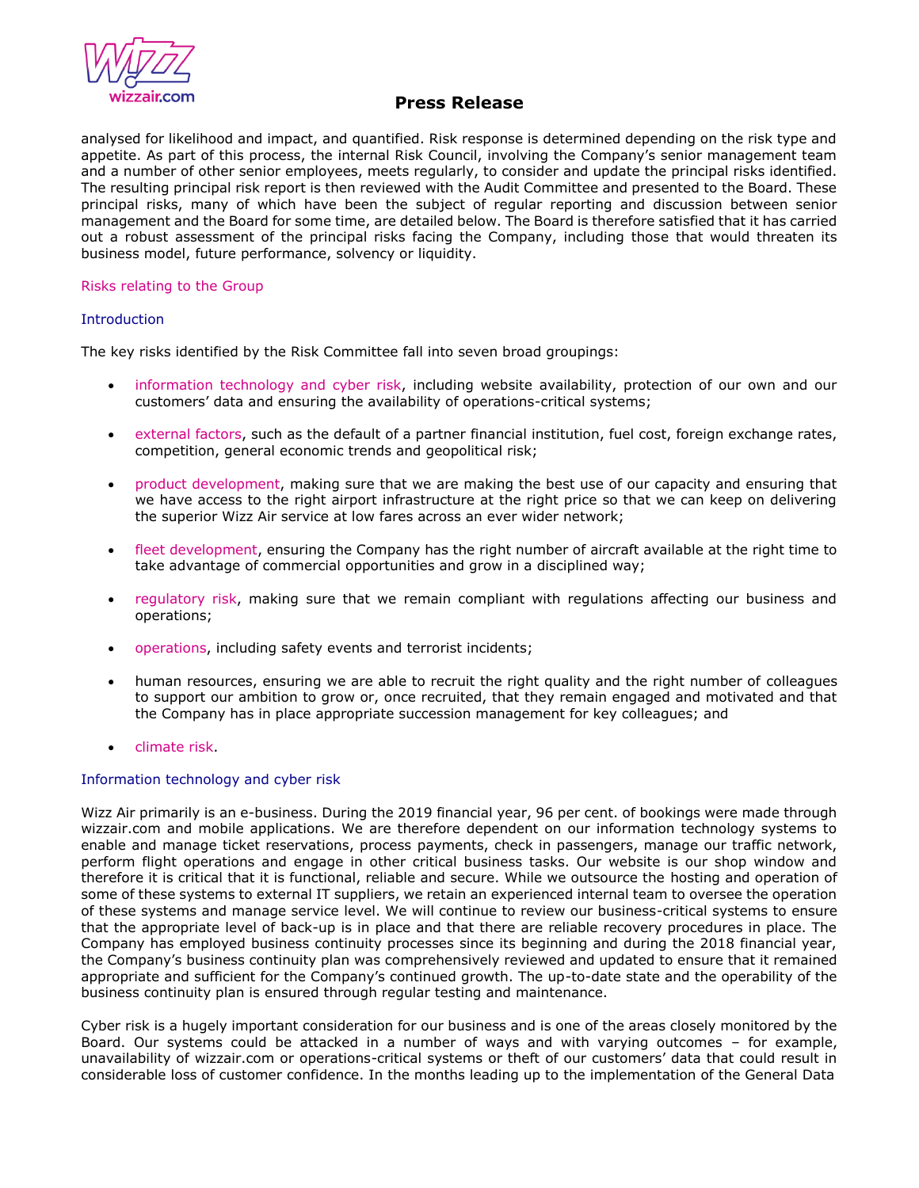analysed for likelihood and impact, and quantified. Risk response is determined depending on the risk type and appetite. As part of this process, the internal Risk Council, involving the Company's senior management team and a number of other senior employees, meets regularly, to consider and update the principal risks identified. The resulting principal risk report is then reviewed with the Audit Committee and presented to the Board. These principal risks, many of which have been the subject of regular reporting and discussion between senior management and the Board for some time, are detailed below. The Board is therefore satisfied that it has carried out a robust assessment of the principal risks facing the Company, including those that would threaten its business model, future performance, solvency or liquidity.

## Risks relating to the Group

### Introduction

The key risks identified by the Risk Committee fall into seven broad groupings:

- information technology and cyber risk, including website availability, protection of our own and our customers' data and ensuring the availability of operations-critical systems;
- external factors, such as the default of a partner financial institution, fuel cost, foreign exchange rates, competition, general economic trends and geopolitical risk;
- product development, making sure that we are making the best use of our capacity and ensuring that we have access to the right airport infrastructure at the right price so that we can keep on delivering the superior Wizz Air service at low fares across an ever wider network;
- fleet development, ensuring the Company has the right number of aircraft available at the right time to take advantage of commercial opportunities and grow in a disciplined way;
- regulatory risk, making sure that we remain compliant with regulations affecting our business and operations;
- operations, including safety events and terrorist incidents;
- human resources, ensuring we are able to recruit the right quality and the right number of colleagues to support our ambition to grow or, once recruited, that they remain engaged and motivated and that the Company has in place appropriate succession management for key colleagues; and
- climate risk.

### Information technology and cyber risk

Wizz Air primarily is an e-business. During the 2019 financial year, 96 per cent. of bookings were made through wizzair.com and mobile applications. We are therefore dependent on our information technology systems to enable and manage ticket reservations, process payments, check in passengers, manage our traffic network, perform flight operations and engage in other critical business tasks. Our website is our shop window and therefore it is critical that it is functional, reliable and secure. While we outsource the hosting and operation of some of these systems to external IT suppliers, we retain an experienced internal team to oversee the operation of these systems and manage service level. We will continue to review our business-critical systems to ensure that the appropriate level of back-up is in place and that there are reliable recovery procedures in place. The Company has employed business continuity processes since its beginning and during the 2018 financial year, the Company's business continuity plan was comprehensively reviewed and updated to ensure that it remained appropriate and sufficient for the Company's continued growth. The up-to-date state and the operability of the business continuity plan is ensured through regular testing and maintenance.

Cyber risk is a hugely important consideration for our business and is one of the areas closely monitored by the Board. Our systems could be attacked in a number of ways and with varying outcomes – for example, unavailability of wizzair.com or operations-critical systems or theft of our customers' data that could result in considerable loss of customer confidence. In the months leading up to the implementation of the General Data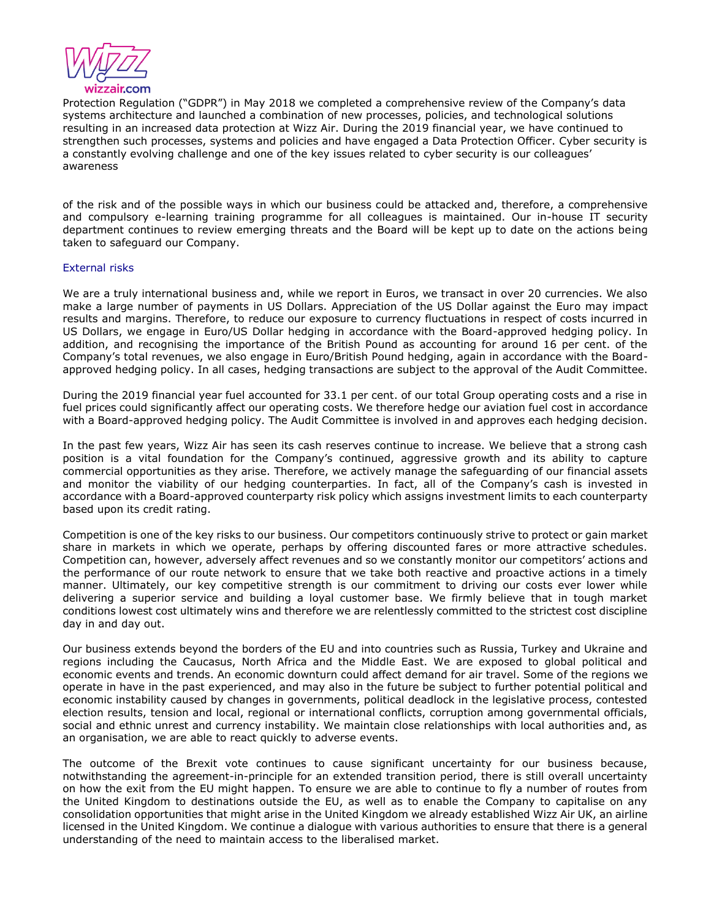Protection Regulation ("GDPR") in May 2018 we completed a comprehensive review of the Company's data systems architecture and launched a combination of new processes, policies, and technological solutions resulting in an increased data protection at Wizz Air. During the 2019 financial year, we have continued to strengthen such processes, systems and policies and have engaged a Data Protection Officer. Cyber security is a constantly evolving challenge and one of the key issues related to cyber security is our colleagues' awareness

of the risk and of the possible ways in which our business could be attacked and, therefore, a comprehensive and compulsory e-learning training programme for all colleagues is maintained. Our in-house IT security department continues to review emerging threats and the Board will be kept up to date on the actions being taken to safeguard our Company.

## External risks

We are a truly international business and, while we report in Euros, we transact in over 20 currencies. We also make a large number of payments in US Dollars. Appreciation of the US Dollar against the Euro may impact results and margins. Therefore, to reduce our exposure to currency fluctuations in respect of costs incurred in US Dollars, we engage in Euro/US Dollar hedging in accordance with the Board-approved hedging policy. In addition, and recognising the importance of the British Pound as accounting for around 16 per cent. of the Company's total revenues, we also engage in Euro/British Pound hedging, again in accordance with the Board-approved hedging policy. In all cases, hedging transactions are subject to the approval of the Audit Committee.

During the 2019 financial year fuel accounted for 33.1 per cent. of our total Group operating costs and a rise in fuel prices could significantly affect our operating costs. We therefore hedge our aviation fuel cost in accordance with a Board-approved hedging policy. The Audit Committee is involved in and approves each hedging decision.

In the past few years, Wizz Air has seen its cash reserves continue to increase. We believe that a strong cash position is a vital foundation for the Company's continued, aggressive growth and its ability to capture commercial opportunities as they arise. Therefore, we actively manage the safeguarding of our financial assets and monitor the viability of our hedging counterparties. In fact, all of the Company's cash is invested in accordance with a Board-approved counterparty risk policy which assigns investment limits to each counterparty based upon its credit rating.

Competition is one of the key risks to our business. Our competitors continuously strive to protect or gain market share in markets in which we operate, perhaps by offering discounted fares or more attractive schedules. Competition can, however, adversely affect revenues and so we constantly monitor our competitors' actions and the performance of our route network to ensure that we take both reactive and proactive actions in a timely manner. Ultimately, our key competitive strength is our commitment to driving our costs ever lower while delivering a superior service and building a loyal customer base. We firmly believe that in tough market conditions lowest cost ultimately wins and therefore we are relentlessly committed to the strictest cost discipline day in and day out.

Our business extends beyond the borders of the EU and into countries such as Russia, Turkey and Ukraine and regions including the Caucasus, North Africa and the Middle East. We are exposed to global political and economic events and trends. An economic downturn could affect demand for air travel. Some of the regions we operate in have in the past experienced, and may also in the future be subject to further potential political and economic instability caused by changes in governments, political deadlock in the legislative process, contested election results, tension and local, regional or international conflicts, corruption among governmental officials, social and ethnic unrest and currency instability. We maintain close relationships with local authorities and, as an organisation, we are able to react quickly to adverse events.

The outcome of the Brexit vote continues to cause significant uncertainty for our business because, notwithstanding the agreement-in-principle for an extended transition period, there is still overall uncertainty on how the exit from the EU might happen. To ensure we are able to continue to fly a number of routes from the United Kingdom to destinations outside the EU, as well as to enable the Company to capitalise on any consolidation opportunities that might arise in the United Kingdom we already established Wizz Air UK, an airline licensed in the United Kingdom. We continue a dialogue with various authorities to ensure that there is a general understanding of the need to maintain access to the liberalised market.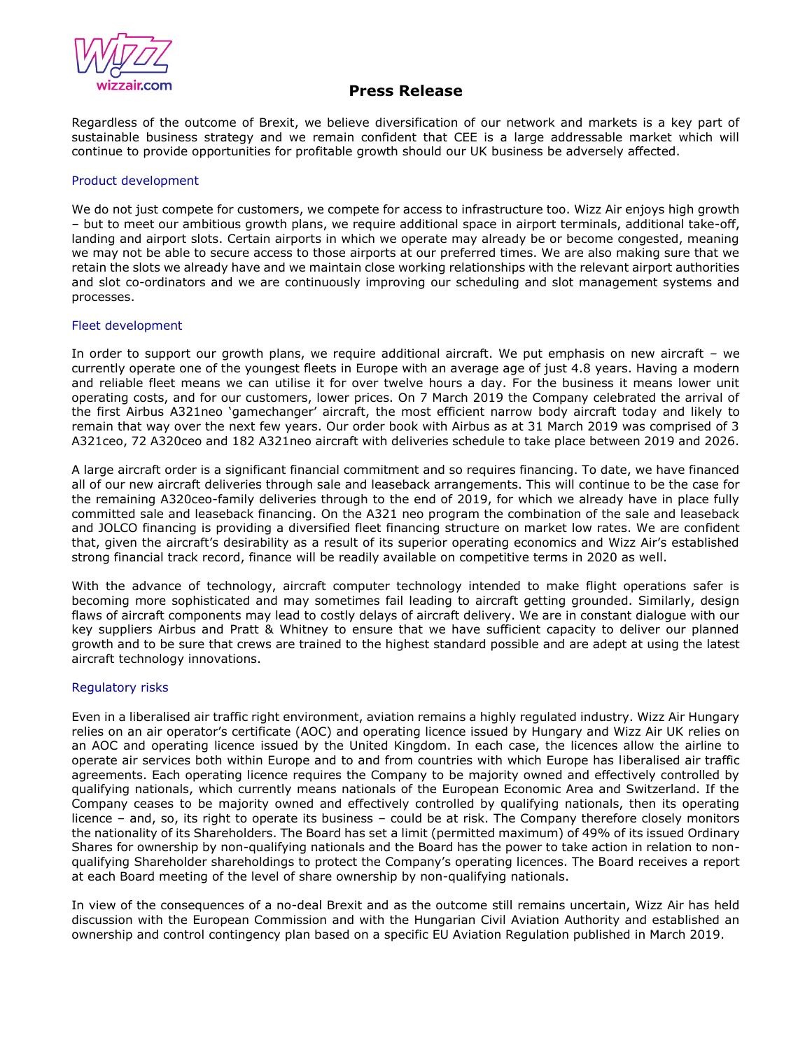Regardless of the outcome of Brexit, we believe diversification of our network and markets is a key part of sustainable business strategy and we remain confident that CEE is a large addressable market which will continue to provide opportunities for profitable growth should our UK business be adversely affected.

### Product development

We do not just compete for customers, we compete for access to infrastructure too. Wizz Air enjoys high growth – but to meet our ambitious growth plans, we require additional space in airport terminals, additional take-off, landing and airport slots. Certain airports in which we operate may already be or become congested, meaning we may not be able to secure access to those airports at our preferred times. We are also making sure that we retain the slots we already have and we maintain close working relationships with the relevant airport authorities and slot co-ordinators and we are continuously improving our scheduling and slot management systems and processes.

### Fleet development

In order to support our growth plans, we require additional aircraft. We put emphasis on new aircraft – we currently operate one of the youngest fleets in Europe with an average age of just 4.8 years. Having a modern and reliable fleet means we can utilise it for over twelve hours a day. For the business it means lower unit operating costs, and for our customers, lower prices. On 7 March 2019 the Company celebrated the arrival of the first Airbus A321neo 'gamechanger' aircraft, the most efficient narrow body aircraft today and likely to remain that way over the next few years. Our order book with Airbus as at 31 March 2019 was comprised of 3 A321ceo, 72 A320ceo and 182 A321neo aircraft with deliveries schedule to take place between 2019 and 2026.

A large aircraft order is a significant financial commitment and so requires financing. To date, we have financed all of our new aircraft deliveries through sale and leaseback arrangements. This will continue to be the case for the remaining A320ceo-family deliveries through to the end of 2019, for which we already have in place fully committed sale and leaseback financing. On the A321 neo program the combination of the sale and leaseback and JOLCO financing is providing a diversified fleet financing structure on market low rates. We are confident that, given the aircraft's desirability as a result of its superior operating economics and Wizz Air's established strong financial track record, finance will be readily available on competitive terms in 2020 as well.

With the advance of technology, aircraft computer technology intended to make flight operations safer is becoming more sophisticated and may sometimes fail leading to aircraft getting grounded. Similarly, design flaws of aircraft components may lead to costly delays of aircraft delivery. We are in constant dialogue with our key suppliers Airbus and Pratt & Whitney to ensure that we have sufficient capacity to deliver our planned growth and to be sure that crews are trained to the highest standard possible and are adept at using the latest aircraft technology innovations.

### Regulatory risks

Even in a liberalised air traffic right environment, aviation remains a highly regulated industry. Wizz Air Hungary relies on an air operator's certificate (AOC) and operating licence issued by Hungary and Wizz Air UK relies on an AOC and operating licence issued by the United Kingdom. In each case, the licences allow the airline to operate air services both within Europe and to and from countries with which Europe has liberalised air traffic agreements. Each operating licence requires the Company to be majority owned and effectively controlled by qualifying nationals, which currently means nationals of the European Economic Area and Switzerland. If the Company ceases to be majority owned and effectively controlled by qualifying nationals, then its operating licence – and, so, its right to operate its business – could be at risk. The Company therefore closely monitors the nationality of its Shareholders. The Board has set a limit (permitted maximum) of 49% of its issued Ordinary Shares for ownership by non-qualifying nationals and the Board has the power to take action in relation to non-qualifying Shareholder shareholdings to protect the Company's operating licences. The Board receives a report at each Board meeting of the level of share ownership by non-qualifying nationals.

In view of the consequences of a no-deal Brexit and as the outcome still remains uncertain, Wizz Air has held discussion with the European Commission and with the Hungarian Civil Aviation Authority and established an ownership and control contingency plan based on a specific EU Aviation Regulation published in March 2019.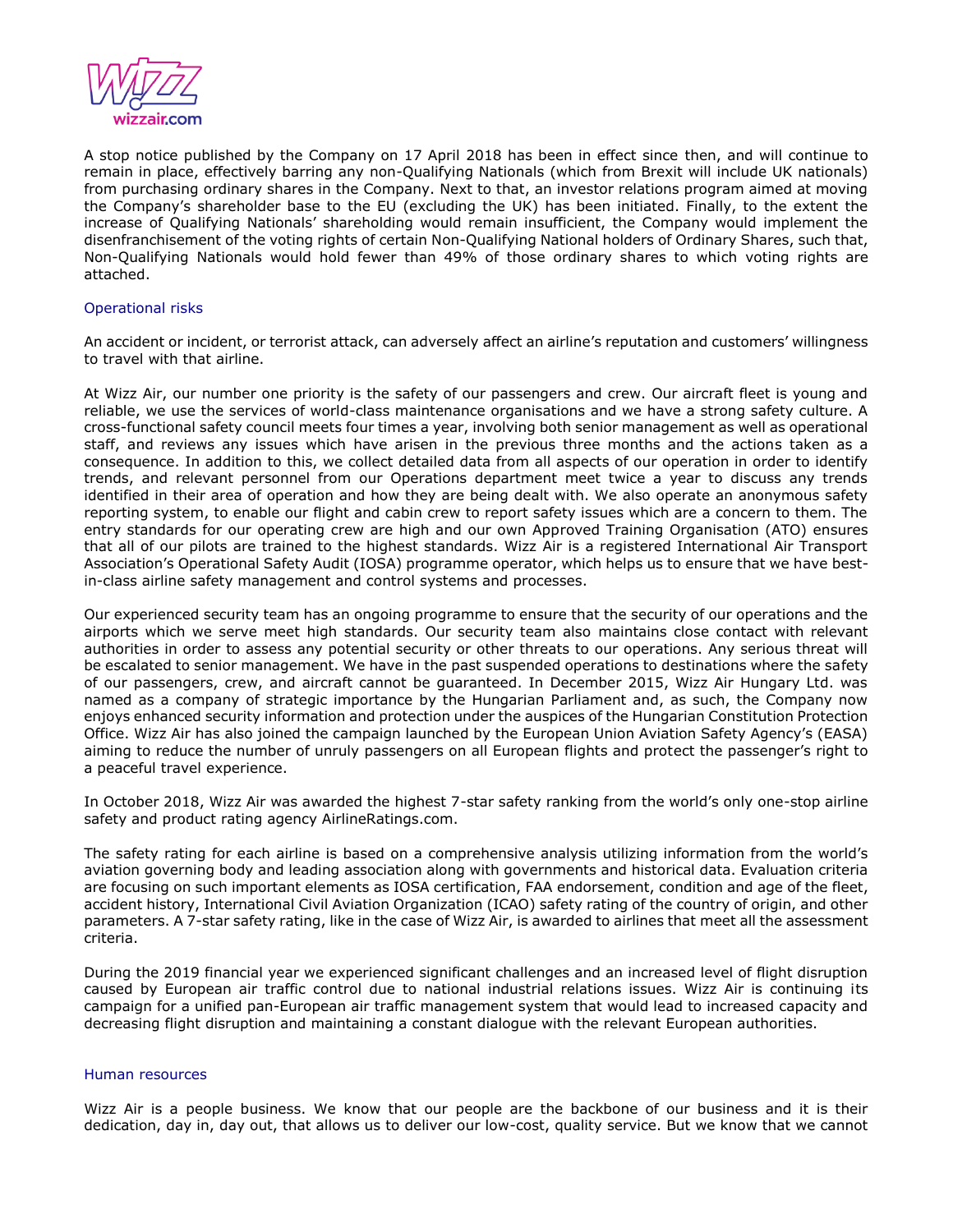A stop notice published by the Company on 17 April 2018 has been in effect since then, and will continue to remain in place, effectively barring any non-Qualifying Nationals (which from Brexit will include UK nationals) from purchasing ordinary shares in the Company. Next to that, an investor relations program aimed at moving the Company's shareholder base to the EU (excluding the UK) has been initiated. Finally, to the extent the increase of Qualifying Nationals' shareholding would remain insufficient, the Company would implement the disenfranchisement of the voting rights of certain Non-Qualifying National holders of Ordinary Shares, such that, Non-Qualifying Nationals would hold fewer than 49% of those ordinary shares to which voting rights are attached.

## Operational risks

An accident or incident, or terrorist attack, can adversely affect an airline's reputation and customers' willingness to travel with that airline.

At Wizz Air, our number one priority is the safety of our passengers and crew. Our aircraft fleet is young and reliable, we use the services of world-class maintenance organisations and we have a strong safety culture. A cross-functional safety council meets four times a year, involving both senior management as well as operational staff, and reviews any issues which have arisen in the previous three months and the actions taken as a consequence. In addition to this, we collect detailed data from all aspects of our operation in order to identify trends, and relevant personnel from our Operations department meet twice a year to discuss any trends identified in their area of operation and how they are being dealt with. We also operate an anonymous safety reporting system, to enable our flight and cabin crew to report safety issues which are a concern to them. The entry standards for our operating crew are high and our own Approved Training Organisation (ATO) ensures that all of our pilots are trained to the highest standards. Wizz Air is a registered International Air Transport Association's Operational Safety Audit (IOSA) programme operator, which helps us to ensure that we have best-in-class airline safety management and control systems and processes.

Our experienced security team has an ongoing programme to ensure that the security of our operations and the airports which we serve meet high standards. Our security team also maintains close contact with relevant authorities in order to assess any potential security or other threats to our operations. Any serious threat will be escalated to senior management. We have in the past suspended operations to destinations where the safety of our passengers, crew, and aircraft cannot be guaranteed. In December 2015, Wizz Air Hungary Ltd. was named as a company of strategic importance by the Hungarian Parliament and, as such, the Company now enjoys enhanced security information and protection under the auspices of the Hungarian Constitution Protection Office. Wizz Air has also joined the campaign launched by the European Union Aviation Safety Agency's (EASA) aiming to reduce the number of unruly passengers on all European flights and protect the passenger's right to a peaceful travel experience.

In October 2018, Wizz Air was awarded the highest 7-star safety ranking from the world's only one-stop airline safety and product rating agency AirlineRatings.com.

The safety rating for each airline is based on a comprehensive analysis utilizing information from the world's aviation governing body and leading association along with governments and historical data. Evaluation criteria are focusing on such important elements as IOSA certification, FAA endorsement, condition and age of the fleet, accident history, International Civil Aviation Organization (ICAO) safety rating of the country of origin, and other parameters. A 7-star safety rating, like in the case of Wizz Air, is awarded to airlines that meet all the assessment criteria.

During the 2019 financial year we experienced significant challenges and an increased level of flight disruption caused by European air traffic control due to national industrial relations issues. Wizz Air is continuing its campaign for a unified pan-European air traffic management system that would lead to increased capacity and decreasing flight disruption and maintaining a constant dialogue with the relevant European authorities.

## Human resources

Wizz Air is a people business. We know that our people are the backbone of our business and it is their dedication, day in, day out, that allows us to deliver our low-cost, quality service. But we know that we cannot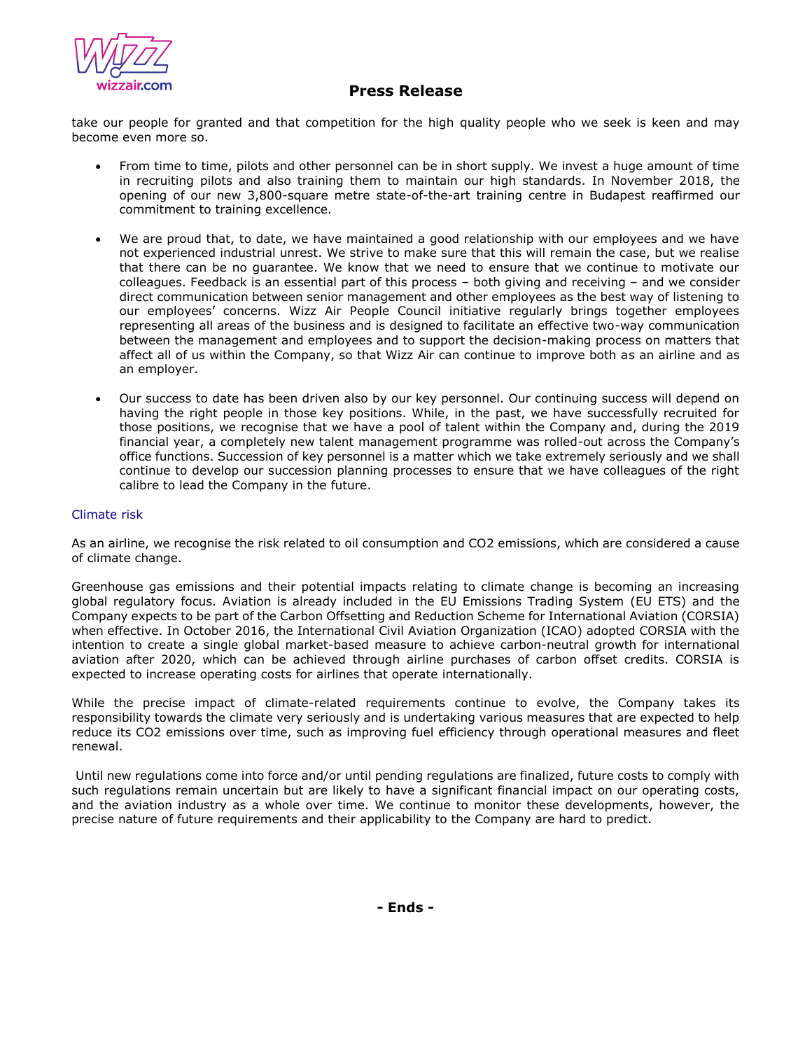take our people for granted and that competition for the high quality people who we seek is keen and may become even more so.

- From time to time, pilots and other personnel can be in short supply. We invest a huge amount of time in recruiting pilots and also training them to maintain our high standards. In November 2018, the opening of our new 3,800-square metre state-of-the-art training centre in Budapest reaffirmed our commitment to training excellence.

- We are proud that, to date, we have maintained a good relationship with our employees and we have not experienced industrial unrest. We strive to make sure that this will remain the case, but we realise that there can be no guarantee. We know that we need to ensure that we continue to motivate our colleagues. Feedback is an essential part of this process – both giving and receiving – and we consider direct communication between senior management and other employees as the best way of listening to our employees' concerns. Wizz Air People Council initiative regularly brings together employees representing all areas of the business and is designed to facilitate an effective two-way communication between the management and employees and to support the decision-making process on matters that affect all of us within the Company, so that Wizz Air can continue to improve both as an airline and as an employer.

- Our success to date has been driven also by our key personnel. Our continuing success will depend on having the right people in those key positions. While, in the past, we have successfully recruited for those positions, we recognise that we have a pool of talent within the Company and, during the 2019 financial year, a completely new talent management programme was rolled-out across the Company's office functions. Succession of key personnel is a matter which we take extremely seriously and we shall continue to develop our succession planning processes to ensure that we have colleagues of the right calibre to lead the Company in the future.

### Climate risk

As an airline, we recognise the risk related to oil consumption and $CO_2$ emissions, which are considered a cause of climate change.

Greenhouse gas emissions and their potential impacts relating to climate change is becoming an increasing global regulatory focus. Aviation is already included in the EU Emissions Trading System (EU ETS) and the Company expects to be part of the Carbon Offsetting and Reduction Scheme for International Aviation (CORSIA) when effective. In October 2016, the International Civil Aviation Organization (ICAO) adopted CORSIA with the intention to create a single global market-based measure to achieve carbon-neutral growth for international aviation after 2020, which can be achieved through airline purchases of carbon offset credits. CORSIA is expected to increase operating costs for airlines that operate internationally.

While the precise impact of climate-related requirements continue to evolve, the Company takes its responsibility towards the climate very seriously and is undertaking various measures that are expected to help reduce its $CO_2$ emissions over time, such as improving fuel efficiency through operational measures and fleet renewal.

Until new regulations come into force and/or until pending regulations are finalized, future costs to comply with such regulations remain uncertain but are likely to have a significant financial impact on our operating costs, and the aviation industry as a whole over time. We continue to monitor these developments, however, the precise nature of future requirements and their applicability to the Company are hard to predict.

**- Ends -**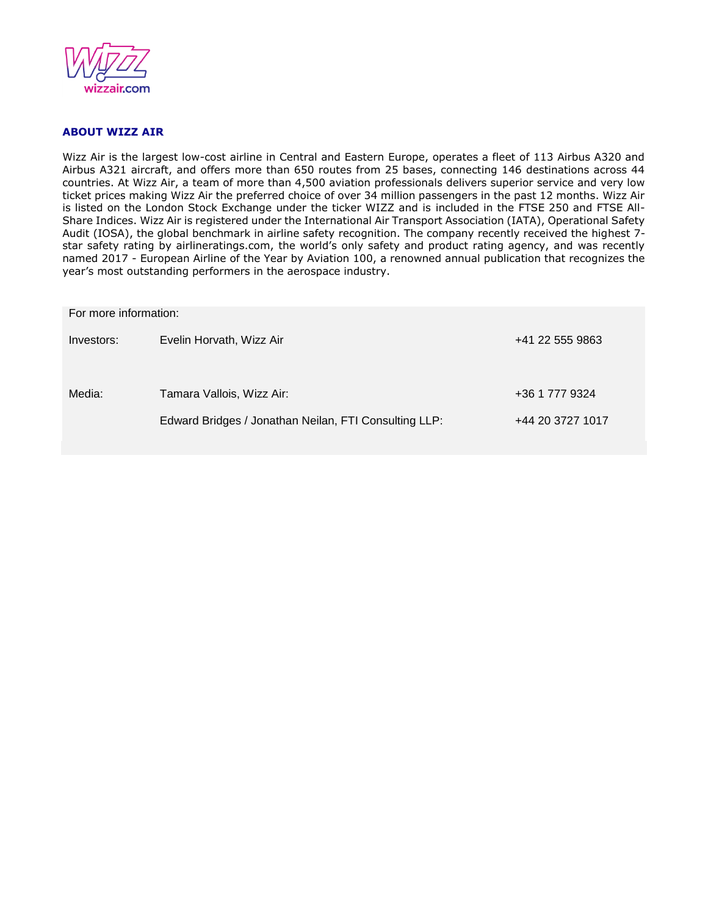## ABOUT WIZZ AIR

Wizz Air is the largest low-cost airline in Central and Eastern Europe, operates a fleet of 113 Airbus A320 and Airbus A321 aircraft, and offers more than 650 routes from 25 bases, connecting 146 destinations across 44 countries. At Wizz Air, a team of more than 4,500 aviation professionals delivers superior service and very low ticket prices making Wizz Air the preferred choice of over 34 million passengers in the past 12 months. Wizz Air is listed on the London Stock Exchange under the ticker WIZZ and is included in the FTSE 250 and FTSE All-Share Indices. Wizz Air is registered under the International Air Transport Association (IATA), Operational Safety Audit (IOSA), the global benchmark in airline safety recognition. The company recently received the highest 7-star safety rating by airlineratings.com, the world's only safety and product rating agency, and was recently named 2017 - European Airline of the Year by Aviation 100, a renowned annual publication that recognizes the year's most outstanding performers in the aerospace industry.

For more information:

| | | |
|---|---|---|
| Investors: | Evelin Horvath, Wizz Air | +41 22 555 9863 |
| Media: | Tamara Vallois, Wizz Air: | +36 1 777 9324 |
| | Edward Bridges / Jonathan Neilan, FTI Consulting LLP: | +44 20 3727 1017 |